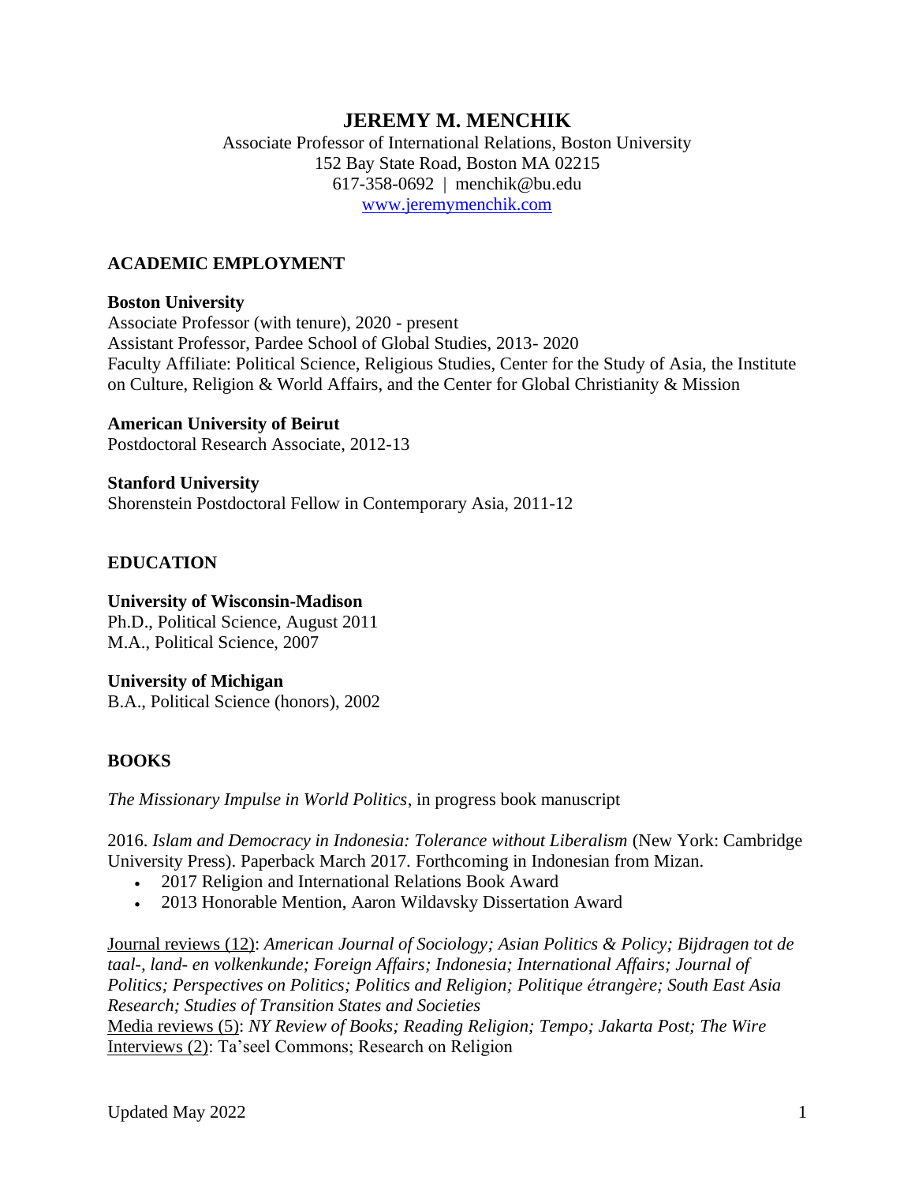# JEREMY M. MENCHIK

Associate Professor of International Relations, Boston University
152 Bay State Road, Boston MA 02215
617-358-0692 | menchik@bu.edu
www.jeremymenchik.com

## ACADEMIC EMPLOYMENT

**Boston University**
Associate Professor (with tenure), 2020 - present
Assistant Professor, Pardee School of Global Studies, 2013- 2020
Faculty Affiliate: Political Science, Religious Studies, Center for the Study of Asia, the Institute on Culture, Religion & World Affairs, and the Center for Global Christianity & Mission

**American University of Beirut**
Postdoctoral Research Associate, 2012-13

**Stanford University**
Shorenstein Postdoctoral Fellow in Contemporary Asia, 2011-12

## EDUCATION

**University of Wisconsin-Madison**
Ph.D., Political Science, August 2011
M.A., Political Science, 2007

**University of Michigan**
B.A., Political Science (honors), 2002

## BOOKS

*The Missionary Impulse in World Politics*, in progress book manuscript

2016. *Islam and Democracy in Indonesia: Tolerance without Liberalism* (New York: Cambridge University Press). Paperback March 2017. Forthcoming in Indonesian from Mizan.

- 2017 Religion and International Relations Book Award
- 2013 Honorable Mention, Aaron Wildavsky Dissertation Award

Journal reviews (12): *American Journal of Sociology; Asian Politics & Policy; Bijdragen tot de taal-, land- en volkenkunde; Foreign Affairs; Indonesia; International Affairs; Journal of Politics; Perspectives on Politics; Politics and Religion; Politique étrangère; South East Asia Research; Studies of Transition States and Societies*
Media reviews (5): *NY Review of Books; Reading Religion; Tempo; Jakarta Post; The Wire*
Interviews (2): Ta'seel Commons; Research on Religion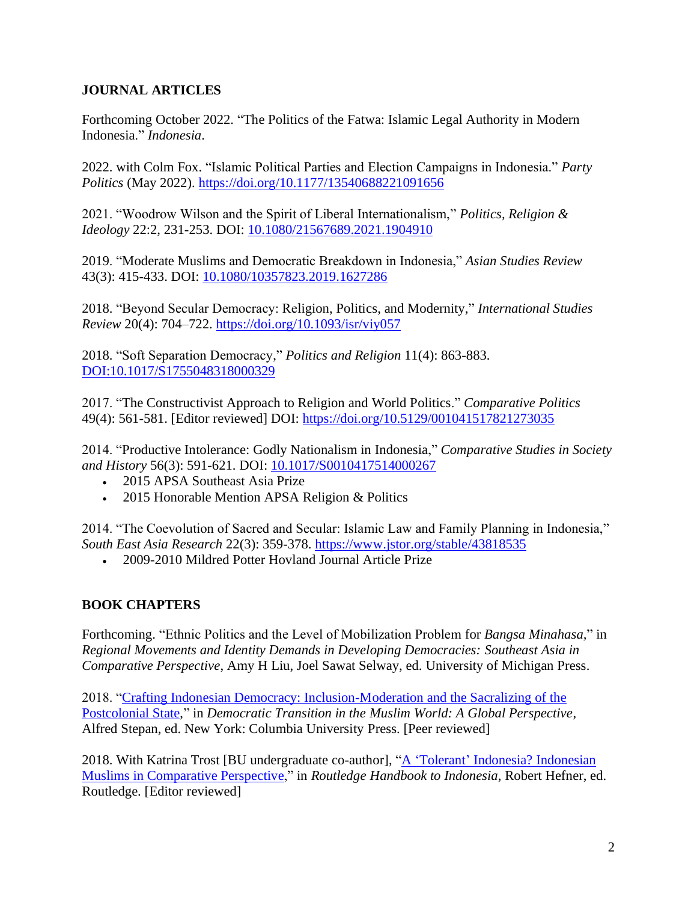## JOURNAL ARTICLES

Forthcoming October 2022. "The Politics of the Fatwa: Islamic Legal Authority in Modern Indonesia." *Indonesia*.

2022. with Colm Fox. "Islamic Political Parties and Election Campaigns in Indonesia." *Party Politics* (May 2022). https://doi.org/10.1177/13540688221091656

2021. "Woodrow Wilson and the Spirit of Liberal Internationalism," *Politics, Religion & Ideology* 22:2, 231-253. DOI: 10.1080/21567689.2021.1904910

2019. "Moderate Muslims and Democratic Breakdown in Indonesia," *Asian Studies Review* 43(3): 415-433. DOI: 10.1080/10357823.2019.1627286

2018. "Beyond Secular Democracy: Religion, Politics, and Modernity," *International Studies Review* 20(4): 704–722. https://doi.org/10.1093/isr/viy057

2018. "Soft Separation Democracy," *Politics and Religion* 11(4): 863-883. DOI:10.1017/S1755048318000329

2017. "The Constructivist Approach to Religion and World Politics." *Comparative Politics* 49(4): 561-581. [Editor reviewed] DOI: https://doi.org/10.5129/001041517821273035

2014. "Productive Intolerance: Godly Nationalism in Indonesia," *Comparative Studies in Society and History* 56(3): 591-621. DOI: 10.1017/S0010417514000267

- 2015 APSA Southeast Asia Prize
- 2015 Honorable Mention APSA Religion & Politics

2014. "The Coevolution of Sacred and Secular: Islamic Law and Family Planning in Indonesia," *South East Asia Research* 22(3): 359-378. https://www.jstor.org/stable/43818535

- 2009-2010 Mildred Potter Hovland Journal Article Prize

## BOOK CHAPTERS

Forthcoming. "Ethnic Politics and the Level of Mobilization Problem for *Bangsa Minahasa*," in *Regional Movements and Identity Demands in Developing Democracies: Southeast Asia in Comparative Perspective*, Amy H Liu, Joel Sawat Selway, ed. University of Michigan Press.

2018. "Crafting Indonesian Democracy: Inclusion-Moderation and the Sacralizing of the Postcolonial State," in *Democratic Transition in the Muslim World: A Global Perspective*, Alfred Stepan, ed. New York: Columbia University Press. [Peer reviewed]

2018. With Katrina Trost [BU undergraduate co-author], "A 'Tolerant' Indonesia? Indonesian Muslims in Comparative Perspective," in *Routledge Handbook to Indonesia*, Robert Hefner, ed. Routledge. [Editor reviewed]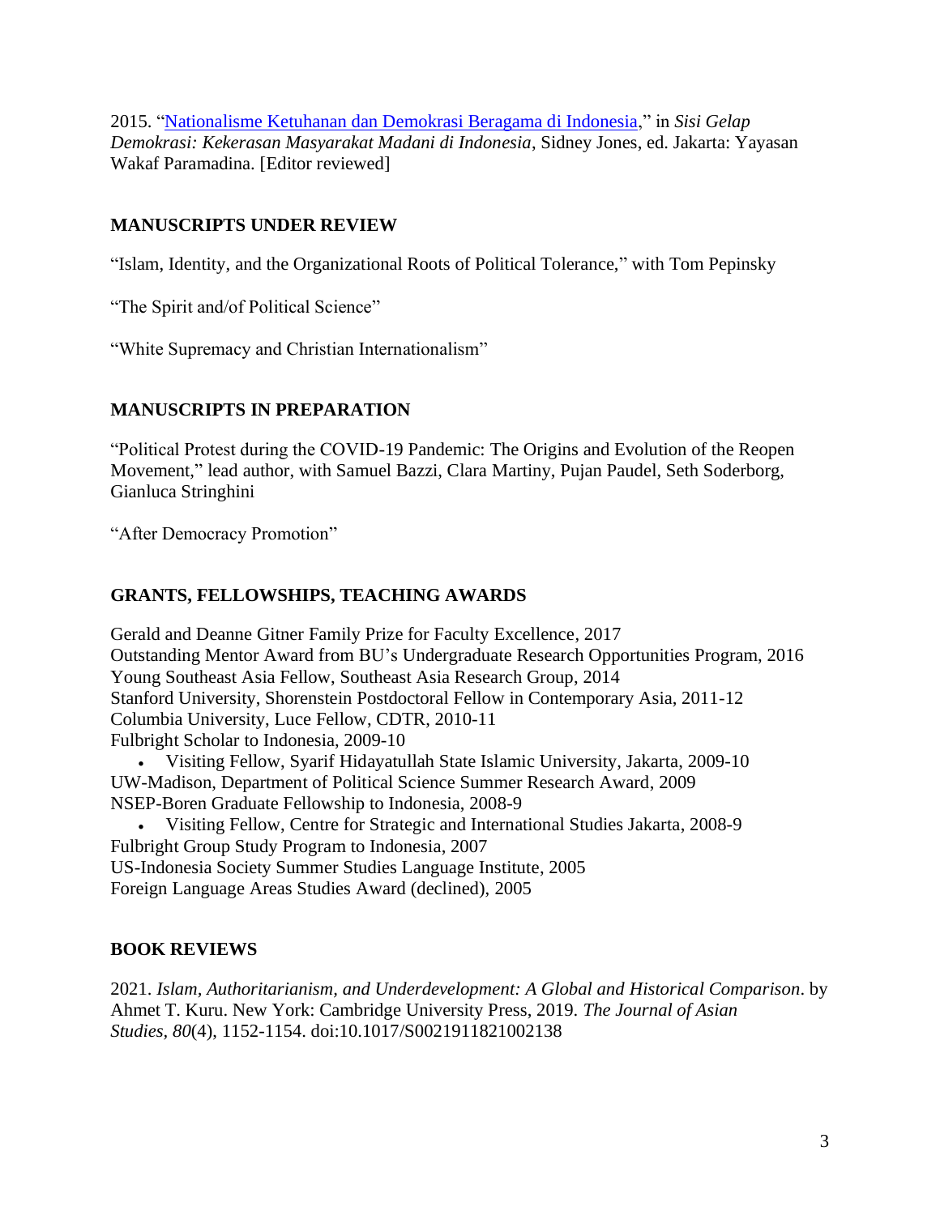2015. "Nationalisme Ketuhanan dan Demokrasi Beragama di Indonesia," in *Sisi Gelap Demokrasi: Kekerasan Masyarakat Madani di Indonesia*, Sidney Jones, ed. Jakarta: Yayasan Wakaf Paramadina. [Editor reviewed]

## MANUSCRIPTS UNDER REVIEW

"Islam, Identity, and the Organizational Roots of Political Tolerance," with Tom Pepinsky

"The Spirit and/of Political Science"

"White Supremacy and Christian Internationalism"

## MANUSCRIPTS IN PREPARATION

"Political Protest during the COVID-19 Pandemic: The Origins and Evolution of the Reopen Movement," lead author, with Samuel Bazzi, Clara Martiny, Pujan Paudel, Seth Soderborg, Gianluca Stringhini

"After Democracy Promotion"

## GRANTS, FELLOWSHIPS, TEACHING AWARDS

Gerald and Deanne Gitner Family Prize for Faculty Excellence, 2017
Outstanding Mentor Award from BU's Undergraduate Research Opportunities Program, 2016
Young Southeast Asia Fellow, Southeast Asia Research Group, 2014
Stanford University, Shorenstein Postdoctoral Fellow in Contemporary Asia, 2011-12
Columbia University, Luce Fellow, CDTR, 2010-11
Fulbright Scholar to Indonesia, 2009-10

- Visiting Fellow, Syarif Hidayatullah State Islamic University, Jakarta, 2009-10

UW-Madison, Department of Political Science Summer Research Award, 2009
NSEP-Boren Graduate Fellowship to Indonesia, 2008-9

- Visiting Fellow, Centre for Strategic and International Studies Jakarta, 2008-9

Fulbright Group Study Program to Indonesia, 2007
US-Indonesia Society Summer Studies Language Institute, 2005
Foreign Language Areas Studies Award (declined), 2005

## BOOK REVIEWS

2021. *Islam, Authoritarianism, and Underdevelopment: A Global and Historical Comparison*. by Ahmet T. Kuru. New York: Cambridge University Press, 2019. *The Journal of Asian Studies, 80*(4), 1152-1154. doi:10.1017/S0021911821002138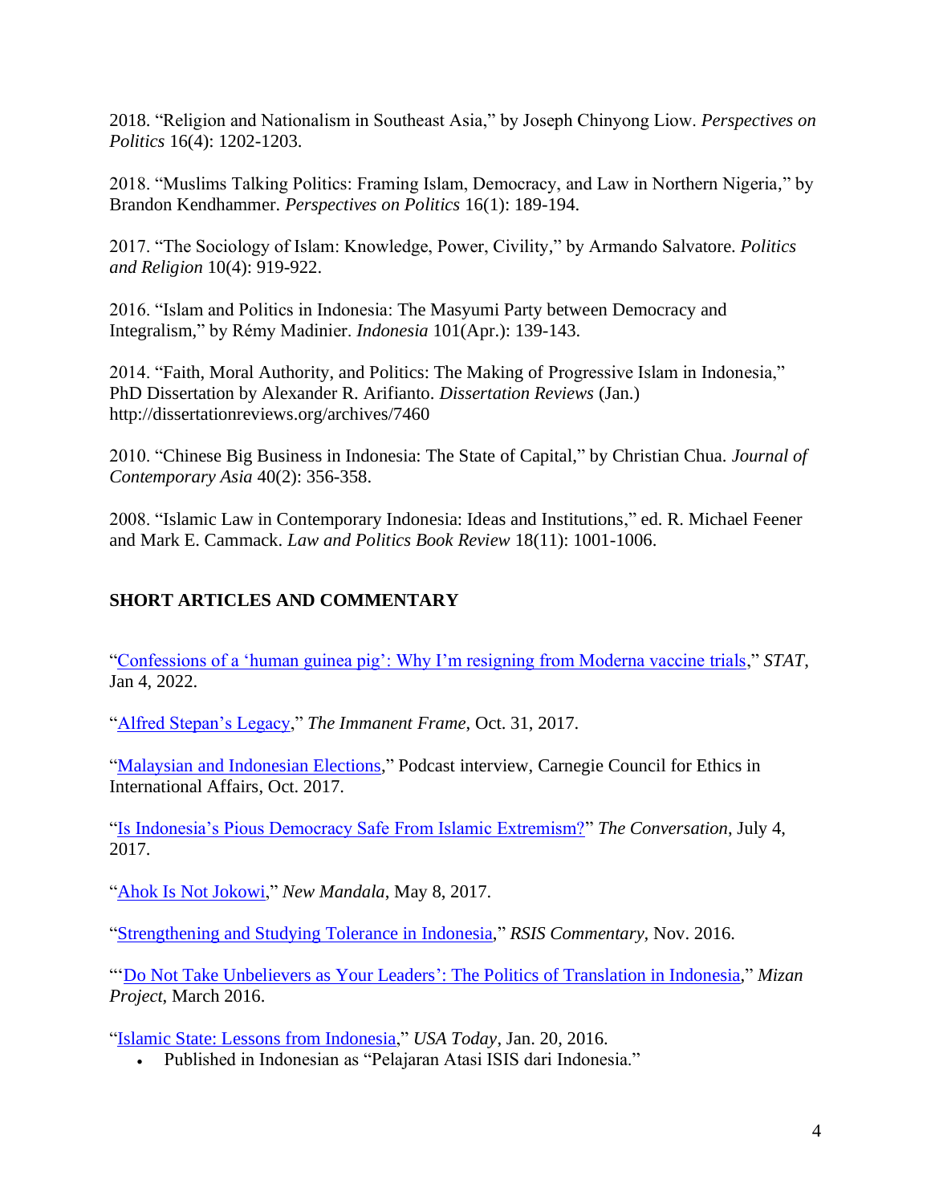2018. "Religion and Nationalism in Southeast Asia," by Joseph Chinyong Liow. *Perspectives on Politics* 16(4): 1202-1203.

2018. "Muslims Talking Politics: Framing Islam, Democracy, and Law in Northern Nigeria," by Brandon Kendhammer. *Perspectives on Politics* 16(1): 189-194.

2017. "The Sociology of Islam: Knowledge, Power, Civility," by Armando Salvatore. *Politics and Religion* 10(4): 919-922.

2016. "Islam and Politics in Indonesia: The Masyumi Party between Democracy and Integralism," by Rémy Madinier. *Indonesia* 101(Apr.): 139-143.

2014. "Faith, Moral Authority, and Politics: The Making of Progressive Islam in Indonesia," PhD Dissertation by Alexander R. Arifianto. *Dissertation Reviews* (Jan.) http://dissertationreviews.org/archives/7460

2010. "Chinese Big Business in Indonesia: The State of Capital," by Christian Chua. *Journal of Contemporary Asia* 40(2): 356-358.

2008. "Islamic Law in Contemporary Indonesia: Ideas and Institutions," ed. R. Michael Feener and Mark E. Cammack. *Law and Politics Book Review* 18(11): 1001-1006.

## SHORT ARTICLES AND COMMENTARY

"Confessions of a 'human guinea pig': Why I'm resigning from Moderna vaccine trials," *STAT*, Jan 4, 2022.

"Alfred Stepan's Legacy," *The Immanent Frame*, Oct. 31, 2017.

"Malaysian and Indonesian Elections," Podcast interview, Carnegie Council for Ethics in International Affairs, Oct. 2017.

"Is Indonesia's Pious Democracy Safe From Islamic Extremism?" *The Conversation*, July 4, 2017.

"Ahok Is Not Jokowi," *New Mandala*, May 8, 2017.

"Strengthening and Studying Tolerance in Indonesia," *RSIS Commentary*, Nov. 2016.

"'Do Not Take Unbelievers as Your Leaders': The Politics of Translation in Indonesia," *Mizan Project*, March 2016.

"Islamic State: Lessons from Indonesia," *USA Today*, Jan. 20, 2016.

- Published in Indonesian as "Pelajaran Atasi ISIS dari Indonesia."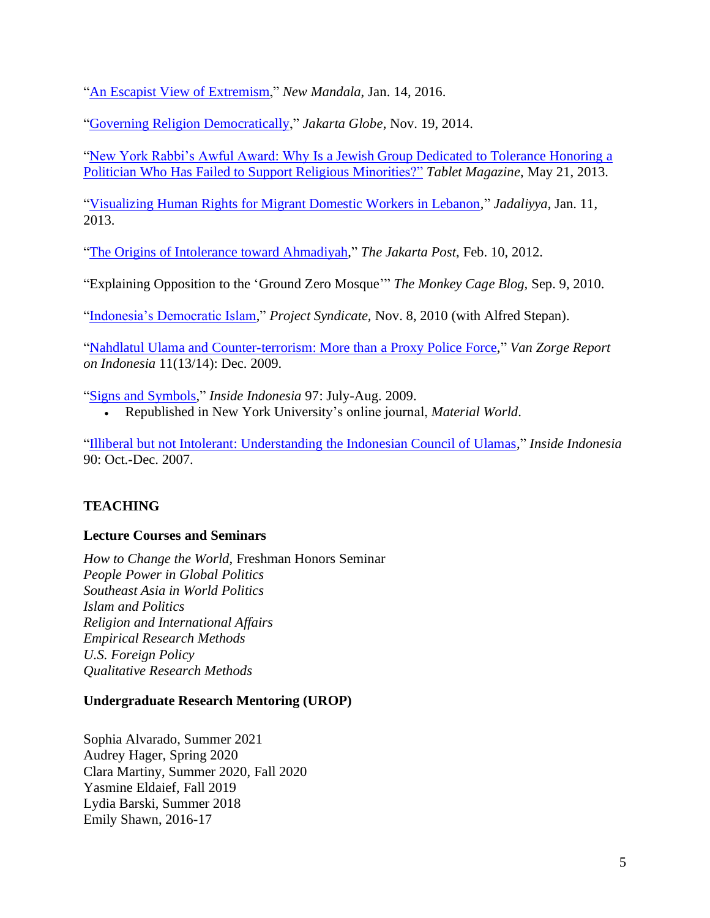"An Escapist View of Extremism," *New Mandala*, Jan. 14, 2016.

"Governing Religion Democratically," *Jakarta Globe*, Nov. 19, 2014.

"New York Rabbi's Awful Award: Why Is a Jewish Group Dedicated to Tolerance Honoring a Politician Who Has Failed to Support Religious Minorities?" *Tablet Magazine*, May 21, 2013.

"Visualizing Human Rights for Migrant Domestic Workers in Lebanon," *Jadaliyya*, Jan. 11, 2013.

"The Origins of Intolerance toward Ahmadiyah," *The Jakarta Post*, Feb. 10, 2012.

"Explaining Opposition to the 'Ground Zero Mosque'" *The Monkey Cage Blog*, Sep. 9, 2010.

"Indonesia's Democratic Islam," *Project Syndicate,* Nov. 8, 2010 (with Alfred Stepan).

"Nahdlatul Ulama and Counter-terrorism: More than a Proxy Police Force," *Van Zorge Report on Indonesia* 11(13/14): Dec. 2009.

"Signs and Symbols," *Inside Indonesia* 97: July-Aug. 2009.

- Republished in New York University's online journal, *Material World*.

"Illiberal but not Intolerant: Understanding the Indonesian Council of Ulamas," *Inside Indonesia* 90: Oct.-Dec. 2007.

## TEACHING

### Lecture Courses and Seminars

*How to Change the World*, Freshman Honors Seminar
*People Power in Global Politics*
*Southeast Asia in World Politics*
*Islam and Politics*
*Religion and International Affairs*
*Empirical Research Methods*
*U.S. Foreign Policy*
*Qualitative Research Methods*

### Undergraduate Research Mentoring (UROP)

Sophia Alvarado, Summer 2021
Audrey Hager, Spring 2020
Clara Martiny, Summer 2020, Fall 2020
Yasmine Eldaief, Fall 2019
Lydia Barski, Summer 2018
Emily Shawn, 2016-17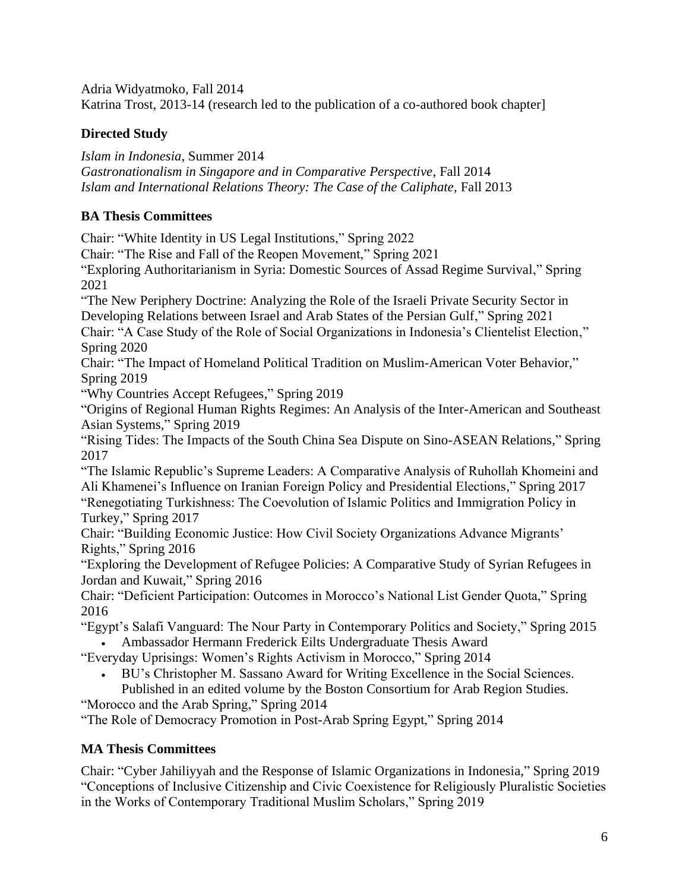Adria Widyatmoko, Fall 2014
Katrina Trost, 2013-14 (research led to the publication of a co-authored book chapter]

## Directed Study

*Islam in Indonesia*, Summer 2014
*Gastronationalism in Singapore and in Comparative Perspective*, Fall 2014
*Islam and International Relations Theory: The Case of the Caliphate*, Fall 2013

## BA Thesis Committees

Chair: "White Identity in US Legal Institutions," Spring 2022
Chair: "The Rise and Fall of the Reopen Movement," Spring 2021
"Exploring Authoritarianism in Syria: Domestic Sources of Assad Regime Survival," Spring 2021
"The New Periphery Doctrine: Analyzing the Role of the Israeli Private Security Sector in Developing Relations between Israel and Arab States of the Persian Gulf," Spring 2021
Chair: "A Case Study of the Role of Social Organizations in Indonesia's Clientelist Election," Spring 2020
Chair: "The Impact of Homeland Political Tradition on Muslim-American Voter Behavior," Spring 2019
"Why Countries Accept Refugees," Spring 2019
"Origins of Regional Human Rights Regimes: An Analysis of the Inter-American and Southeast Asian Systems," Spring 2019
"Rising Tides: The Impacts of the South China Sea Dispute on Sino-ASEAN Relations," Spring 2017
"The Islamic Republic's Supreme Leaders: A Comparative Analysis of Ruhollah Khomeini and Ali Khamenei's Influence on Iranian Foreign Policy and Presidential Elections," Spring 2017
"Renegotiating Turkishness: The Coevolution of Islamic Politics and Immigration Policy in Turkey," Spring 2017
Chair: "Building Economic Justice: How Civil Society Organizations Advance Migrants' Rights," Spring 2016
"Exploring the Development of Refugee Policies: A Comparative Study of Syrian Refugees in Jordan and Kuwait," Spring 2016
Chair: "Deficient Participation: Outcomes in Morocco's National List Gender Quota," Spring 2016
"Egypt's Salafi Vanguard: The Nour Party in Contemporary Politics and Society," Spring 2015

- Ambassador Hermann Frederick Eilts Undergraduate Thesis Award

"Everyday Uprisings: Women's Rights Activism in Morocco," Spring 2014

- BU's Christopher M. Sassano Award for Writing Excellence in the Social Sciences. Published in an edited volume by the Boston Consortium for Arab Region Studies.

"Morocco and the Arab Spring," Spring 2014
"The Role of Democracy Promotion in Post-Arab Spring Egypt," Spring 2014

## MA Thesis Committees

Chair: "Cyber Jahiliyyah and the Response of Islamic Organizations in Indonesia," Spring 2019
"Conceptions of Inclusive Citizenship and Civic Coexistence for Religiously Pluralistic Societies in the Works of Contemporary Traditional Muslim Scholars," Spring 2019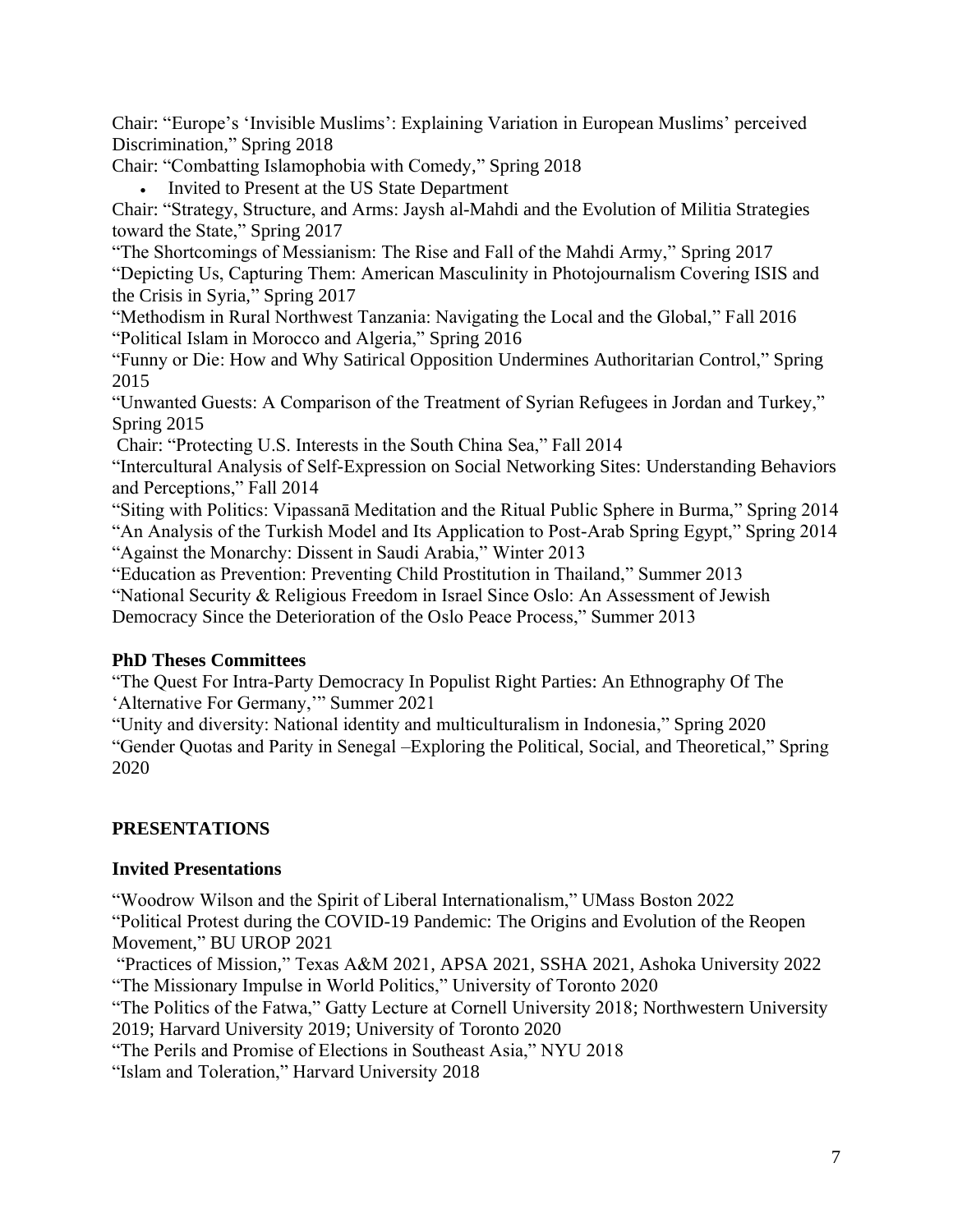Chair: "Europe's 'Invisible Muslims': Explaining Variation in European Muslims' perceived Discrimination," Spring 2018

Chair: "Combatting Islamophobia with Comedy," Spring 2018

- Invited to Present at the US State Department

Chair: "Strategy, Structure, and Arms: Jaysh al-Mahdi and the Evolution of Militia Strategies toward the State," Spring 2017

"The Shortcomings of Messianism: The Rise and Fall of the Mahdi Army," Spring 2017

"Depicting Us, Capturing Them: American Masculinity in Photojournalism Covering ISIS and the Crisis in Syria," Spring 2017

"Methodism in Rural Northwest Tanzania: Navigating the Local and the Global," Fall 2016

"Political Islam in Morocco and Algeria," Spring 2016

"Funny or Die: How and Why Satirical Opposition Undermines Authoritarian Control," Spring 2015

"Unwanted Guests: A Comparison of the Treatment of Syrian Refugees in Jordan and Turkey," Spring 2015

Chair: "Protecting U.S. Interests in the South China Sea," Fall 2014

"Intercultural Analysis of Self-Expression on Social Networking Sites: Understanding Behaviors and Perceptions," Fall 2014

"Siting with Politics: Vipassanā Meditation and the Ritual Public Sphere in Burma," Spring 2014

"An Analysis of the Turkish Model and Its Application to Post-Arab Spring Egypt," Spring 2014

"Against the Monarchy: Dissent in Saudi Arabia," Winter 2013

"Education as Prevention: Preventing Child Prostitution in Thailand," Summer 2013

"National Security & Religious Freedom in Israel Since Oslo: An Assessment of Jewish Democracy Since the Deterioration of the Oslo Peace Process," Summer 2013

**PhD Theses Committees**

"The Quest For Intra-Party Democracy In Populist Right Parties: An Ethnography Of The 'Alternative For Germany,'" Summer 2021

"Unity and diversity: National identity and multiculturalism in Indonesia," Spring 2020

"Gender Quotas and Parity in Senegal –Exploring the Political, Social, and Theoretical," Spring 2020

## PRESENTATIONS

**Invited Presentations**

"Woodrow Wilson and the Spirit of Liberal Internationalism," UMass Boston 2022

"Political Protest during the COVID-19 Pandemic: The Origins and Evolution of the Reopen Movement," BU UROP 2021

"Practices of Mission," Texas A&M 2021, APSA 2021, SSHA 2021, Ashoka University 2022

"The Missionary Impulse in World Politics," University of Toronto 2020

"The Politics of the Fatwa," Gatty Lecture at Cornell University 2018; Northwestern University 2019; Harvard University 2019; University of Toronto 2020

"The Perils and Promise of Elections in Southeast Asia," NYU 2018

"Islam and Toleration," Harvard University 2018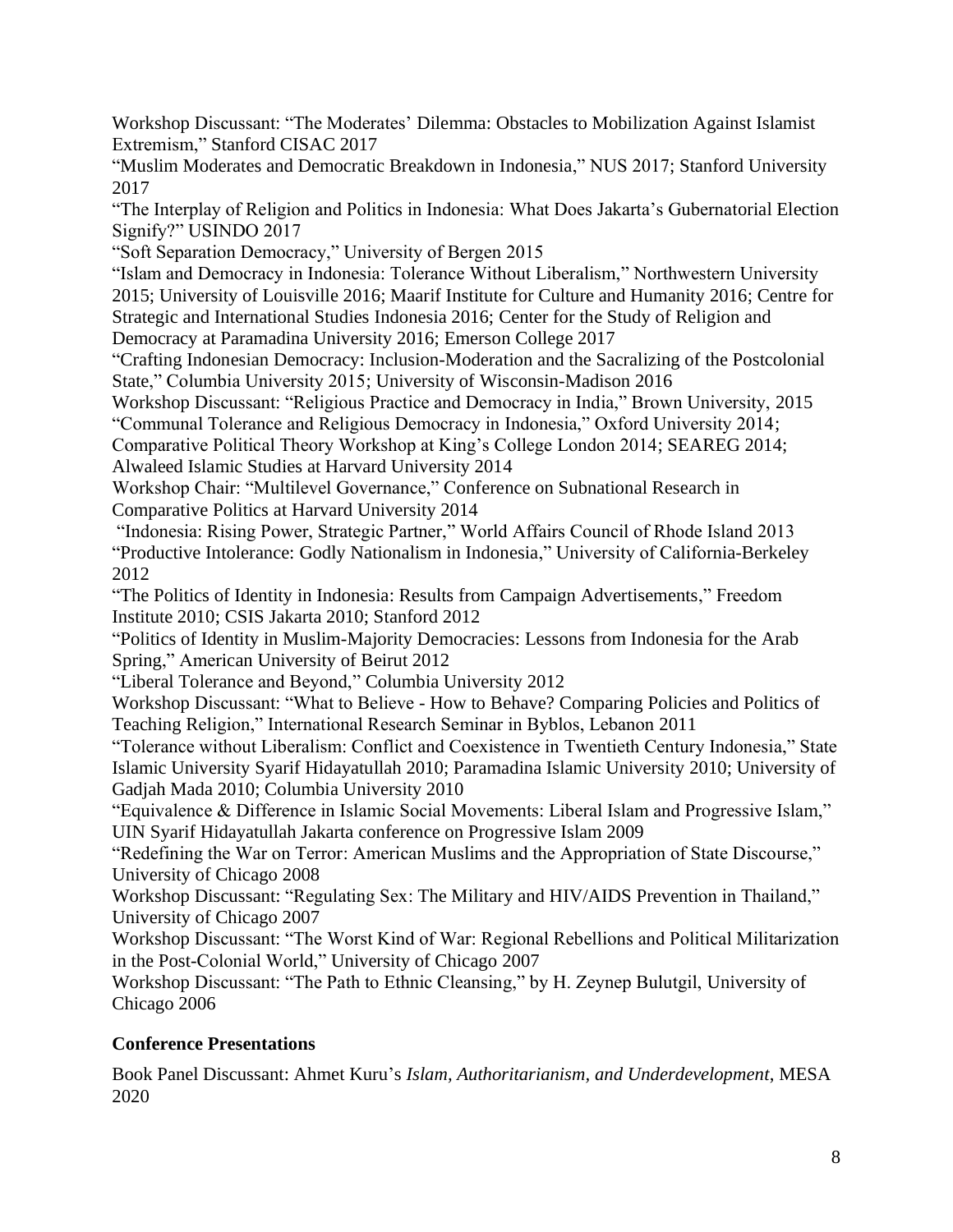Workshop Discussant: "The Moderates' Dilemma: Obstacles to Mobilization Against Islamist Extremism," Stanford CISAC 2017

"Muslim Moderates and Democratic Breakdown in Indonesia," NUS 2017; Stanford University 2017

"The Interplay of Religion and Politics in Indonesia: What Does Jakarta's Gubernatorial Election Signify?" USINDO 2017

"Soft Separation Democracy," University of Bergen 2015

"Islam and Democracy in Indonesia: Tolerance Without Liberalism," Northwestern University 2015; University of Louisville 2016; Maarif Institute for Culture and Humanity 2016; Centre for Strategic and International Studies Indonesia 2016; Center for the Study of Religion and Democracy at Paramadina University 2016; Emerson College 2017

"Crafting Indonesian Democracy: Inclusion-Moderation and the Sacralizing of the Postcolonial State," Columbia University 2015; University of Wisconsin-Madison 2016

Workshop Discussant: "Religious Practice and Democracy in India," Brown University, 2015

"Communal Tolerance and Religious Democracy in Indonesia," Oxford University 2014; Comparative Political Theory Workshop at King's College London 2014; SEAREG 2014; Alwaleed Islamic Studies at Harvard University 2014

Workshop Chair: "Multilevel Governance," Conference on Subnational Research in Comparative Politics at Harvard University 2014

"Indonesia: Rising Power, Strategic Partner," World Affairs Council of Rhode Island 2013

"Productive Intolerance: Godly Nationalism in Indonesia," University of California-Berkeley 2012

"The Politics of Identity in Indonesia: Results from Campaign Advertisements," Freedom Institute 2010; CSIS Jakarta 2010; Stanford 2012

"Politics of Identity in Muslim-Majority Democracies: Lessons from Indonesia for the Arab Spring," American University of Beirut 2012

"Liberal Tolerance and Beyond," Columbia University 2012

Workshop Discussant: "What to Believe - How to Behave? Comparing Policies and Politics of Teaching Religion," International Research Seminar in Byblos, Lebanon 2011

"Tolerance without Liberalism: Conflict and Coexistence in Twentieth Century Indonesia," State Islamic University Syarif Hidayatullah 2010; Paramadina Islamic University 2010; University of Gadjah Mada 2010; Columbia University 2010

"Equivalence & Difference in Islamic Social Movements: Liberal Islam and Progressive Islam," UIN Syarif Hidayatullah Jakarta conference on Progressive Islam 2009

"Redefining the War on Terror: American Muslims and the Appropriation of State Discourse," University of Chicago 2008

Workshop Discussant: "Regulating Sex: The Military and HIV/AIDS Prevention in Thailand," University of Chicago 2007

Workshop Discussant: "The Worst Kind of War: Regional Rebellions and Political Militarization in the Post-Colonial World," University of Chicago 2007

Workshop Discussant: "The Path to Ethnic Cleansing," by H. Zeynep Bulutgil, University of Chicago 2006

### Conference Presentations

Book Panel Discussant: Ahmet Kuru's *Islam, Authoritarianism, and Underdevelopment*, MESA 2020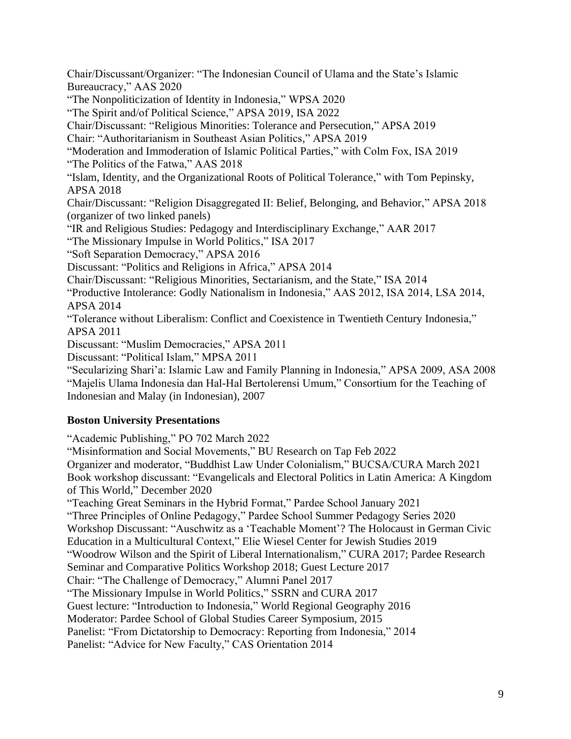Chair/Discussant/Organizer: "The Indonesian Council of Ulama and the State's Islamic Bureaucracy," AAS 2020

"The Nonpoliticization of Identity in Indonesia," WPSA 2020

"The Spirit and/of Political Science," APSA 2019, ISA 2022

Chair/Discussant: "Religious Minorities: Tolerance and Persecution," APSA 2019

Chair: "Authoritarianism in Southeast Asian Politics," APSA 2019

"Moderation and Immoderation of Islamic Political Parties," with Colm Fox, ISA 2019

"The Politics of the Fatwa," AAS 2018

"Islam, Identity, and the Organizational Roots of Political Tolerance," with Tom Pepinsky, APSA 2018

Chair/Discussant: "Religion Disaggregated II: Belief, Belonging, and Behavior," APSA 2018 (organizer of two linked panels)

"IR and Religious Studies: Pedagogy and Interdisciplinary Exchange," AAR 2017

"The Missionary Impulse in World Politics," ISA 2017

"Soft Separation Democracy," APSA 2016

Discussant: "Politics and Religions in Africa," APSA 2014

Chair/Discussant: "Religious Minorities, Sectarianism, and the State," ISA 2014

"Productive Intolerance: Godly Nationalism in Indonesia," AAS 2012, ISA 2014, LSA 2014, APSA 2014

"Tolerance without Liberalism: Conflict and Coexistence in Twentieth Century Indonesia," APSA 2011

Discussant: "Muslim Democracies," APSA 2011

Discussant: "Political Islam," MPSA 2011

"Secularizing Shari'a: Islamic Law and Family Planning in Indonesia," APSA 2009, ASA 2008

"Majelis Ulama Indonesia dan Hal-Hal Bertolerensi Umum," Consortium for the Teaching of Indonesian and Malay (in Indonesian), 2007

**Boston University Presentations**

"Academic Publishing," PO 702 March 2022

"Misinformation and Social Movements," BU Research on Tap Feb 2022

Organizer and moderator, "Buddhist Law Under Colonialism," BUCSA/CURA March 2021

Book workshop discussant: "Evangelicals and Electoral Politics in Latin America: A Kingdom of This World," December 2020

"Teaching Great Seminars in the Hybrid Format," Pardee School January 2021

"Three Principles of Online Pedagogy," Pardee School Summer Pedagogy Series 2020

Workshop Discussant: "Auschwitz as a 'Teachable Moment'? The Holocaust in German Civic Education in a Multicultural Context," Elie Wiesel Center for Jewish Studies 2019

"Woodrow Wilson and the Spirit of Liberal Internationalism," CURA 2017; Pardee Research Seminar and Comparative Politics Workshop 2018; Guest Lecture 2017

Chair: "The Challenge of Democracy," Alumni Panel 2017

"The Missionary Impulse in World Politics," SSRN and CURA 2017

Guest lecture: "Introduction to Indonesia," World Regional Geography 2016

Moderator: Pardee School of Global Studies Career Symposium, 2015

Panelist: "From Dictatorship to Democracy: Reporting from Indonesia," 2014

Panelist: "Advice for New Faculty," CAS Orientation 2014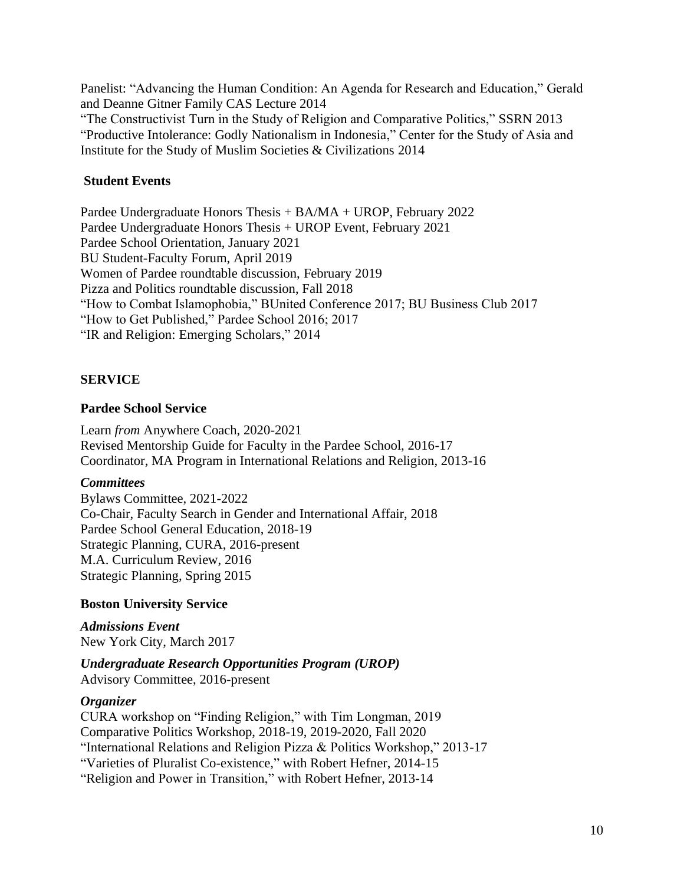Panelist: "Advancing the Human Condition: An Agenda for Research and Education," Gerald and Deanne Gitner Family CAS Lecture 2014
"The Constructivist Turn in the Study of Religion and Comparative Politics," SSRN 2013
"Productive Intolerance: Godly Nationalism in Indonesia," Center for the Study of Asia and Institute for the Study of Muslim Societies & Civilizations 2014

### Student Events

Pardee Undergraduate Honors Thesis + BA/MA + UROP, February 2022
Pardee Undergraduate Honors Thesis + UROP Event, February 2021
Pardee School Orientation, January 2021
BU Student-Faculty Forum, April 2019
Women of Pardee roundtable discussion, February 2019
Pizza and Politics roundtable discussion, Fall 2018
"How to Combat Islamophobia," BUnited Conference 2017; BU Business Club 2017
"How to Get Published," Pardee School 2016; 2017
"IR and Religion: Emerging Scholars," 2014

## SERVICE

### Pardee School Service

Learn *from* Anywhere Coach, 2020-2021
Revised Mentorship Guide for Faculty in the Pardee School, 2016-17
Coordinator, MA Program in International Relations and Religion, 2013-16

#### *Committees*

Bylaws Committee, 2021-2022
Co-Chair, Faculty Search in Gender and International Affair, 2018
Pardee School General Education, 2018-19
Strategic Planning, CURA, 2016-present
M.A. Curriculum Review, 2016
Strategic Planning, Spring 2015

### Boston University Service

#### *Admissions Event*

New York City, March 2017

#### *Undergraduate Research Opportunities Program (UROP)*

Advisory Committee, 2016-present

#### *Organizer*

CURA workshop on "Finding Religion," with Tim Longman, 2019
Comparative Politics Workshop, 2018-19, 2019-2020, Fall 2020
"International Relations and Religion Pizza & Politics Workshop," 2013-17
"Varieties of Pluralist Co-existence," with Robert Hefner, 2014-15
"Religion and Power in Transition," with Robert Hefner, 2013-14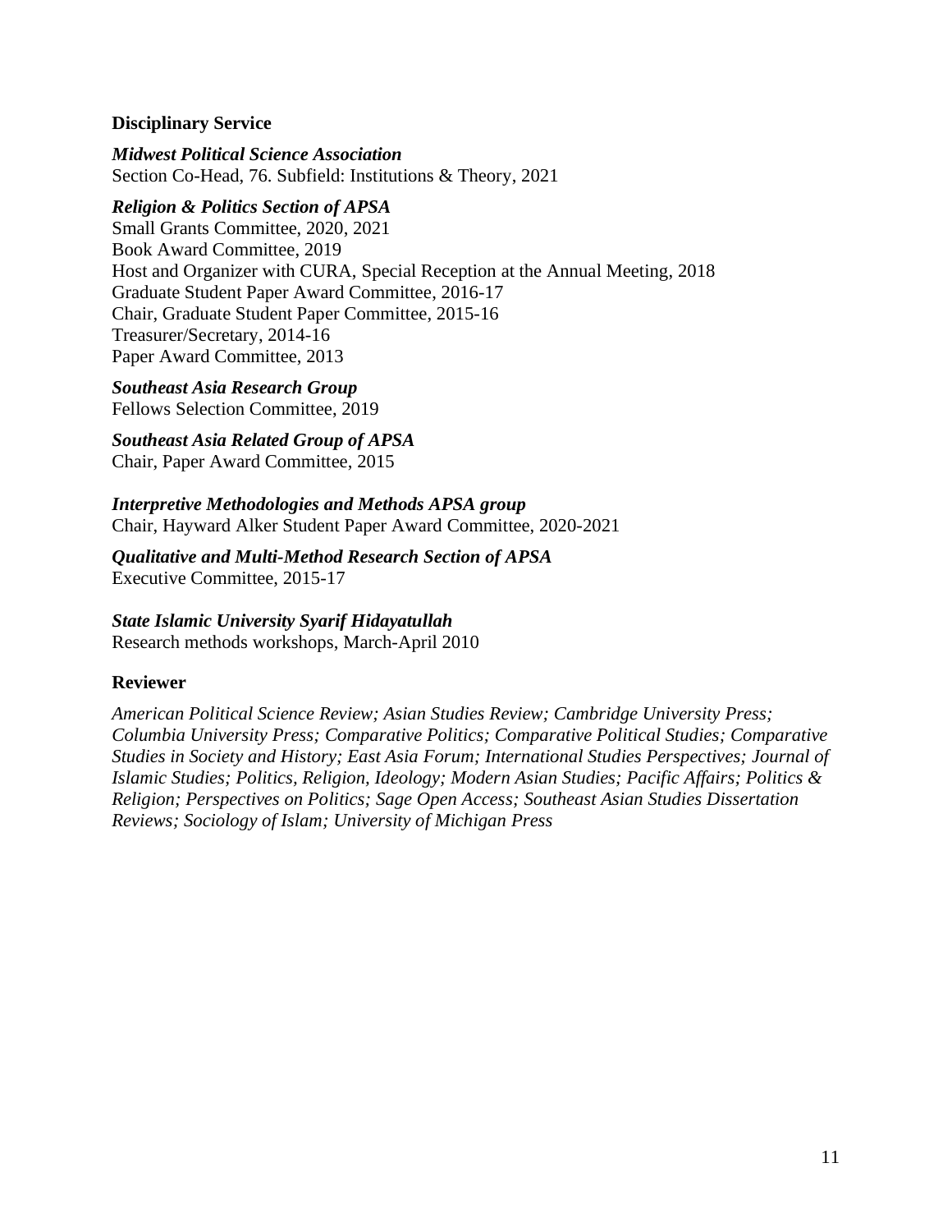## Disciplinary Service

***Midwest Political Science Association***
Section Co-Head, 76. Subfield: Institutions & Theory, 2021

***Religion & Politics Section of APSA***
Small Grants Committee, 2020, 2021
Book Award Committee, 2019
Host and Organizer with CURA, Special Reception at the Annual Meeting, 2018
Graduate Student Paper Award Committee, 2016-17
Chair, Graduate Student Paper Committee, 2015-16
Treasurer/Secretary, 2014-16
Paper Award Committee, 2013

***Southeast Asia Research Group***
Fellows Selection Committee, 2019

***Southeast Asia Related Group of APSA***
Chair, Paper Award Committee, 2015

***Interpretive Methodologies and Methods APSA group***
Chair, Hayward Alker Student Paper Award Committee, 2020-2021

***Qualitative and Multi-Method Research Section of APSA***
Executive Committee, 2015-17

***State Islamic University Syarif Hidayatullah***
Research methods workshops, March-April 2010

## Reviewer

*American Political Science Review; Asian Studies Review; Cambridge University Press; Columbia University Press; Comparative Politics; Comparative Political Studies; Comparative Studies in Society and History; East Asia Forum; International Studies Perspectives; Journal of Islamic Studies; Politics, Religion, Ideology; Modern Asian Studies; Pacific Affairs; Politics & Religion; Perspectives on Politics; Sage Open Access; Southeast Asian Studies Dissertation Reviews; Sociology of Islam; University of Michigan Press*